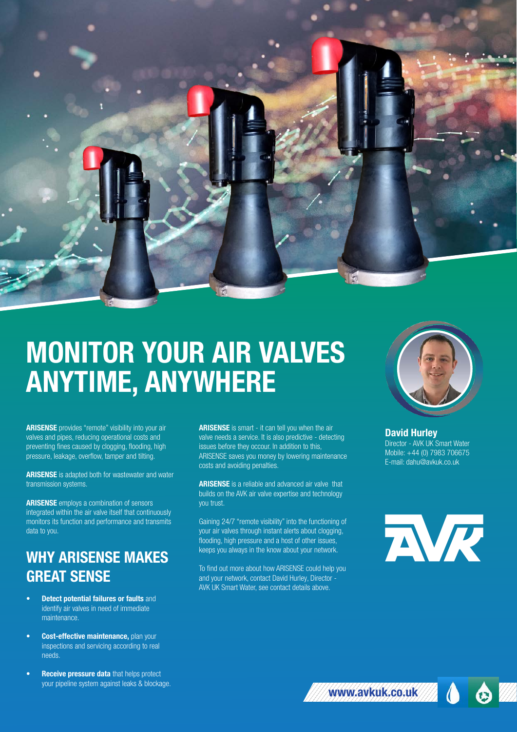# MONITOR YOUR AIR VALVES ANYTIME, ANYWHERE

**ARISENSE** provides "remote" visibility into your air valves and pipes, reducing operational costs and preventing fines caused by clogging, flooding, high pressure, leakage, overflow, tamper and tilting.

**ARISENSE** is adapted both for wastewater and water transmission systems.

**ARISENSE** employs a combination of sensors integrated within the air valve itself that continuously monitors its function and performance and transmits data to you.

## WHY ARISENSE MAKES GREAT SENSE

- **Detect potential failures or faults** and identify air valves in need of immediate maintenance.
- **Cost-effective maintenance,** plan your inspections and servicing according to real needs.
- **Receive pressure data** that helps protect your pipeline system against leaks & blockage.

**ARISENSE** is smart - it can tell you when the air valve needs a service. It is also predictive - detecting issues before they occour. In addition to this, ARISENSE saves you money by lowering maintenance costs and avoiding penalties.

**ARISENSE** is a reliable and advanced air valve that builds on the AVK air valve expertise and technology you trust.

Gaining 24/7 "remote visibility" into the functioning of your air valves through instant alerts about clogging, flooding, high pressure and a host of other issues, keeps you always in the know about your network.

To find out more about how ARISENSE could help you and your network, contact David Hurley, Director - AVK UK Smart Water, see contact details above.

**David Hurley**
Director - AVK UK Smart Water
Mobile: +44 (0) 7983 706675
E-mail: dahu@avkuk.co.uk

AVK

www.avkuk.co.uk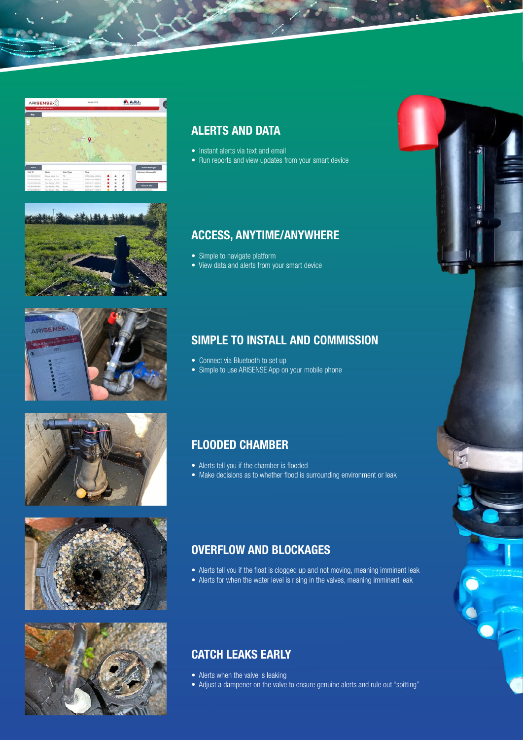## ALERTS AND DATA

- Instant alerts via text and email
- Run reports and view updates from your smart device

## ACCESS, ANYTIME/ANYWHERE

- Simple to navigate platform
- View data and alerts from your smart device

## SIMPLE TO INSTALL AND COMMISSION

- Connect via Bluetooth to set up
- Simple to use ARISENSE App on your mobile phone

## FLOODED CHAMBER

- Alerts tell you if the chamber is flooded
- Make decisions as to whether flood is surrounding environment or leak

## OVERFLOW AND BLOCKAGES

- Alerts tell you if the float is clogged up and not moving, meaning imminent leak
- Alerts for when the water level is rising in the valves, meaning imminent leak

## CATCH LEAKS EARLY

- Alerts when the valve is leaking
- Adjust a dampener on the valve to ensure genuine alerts and rule out "spitting"